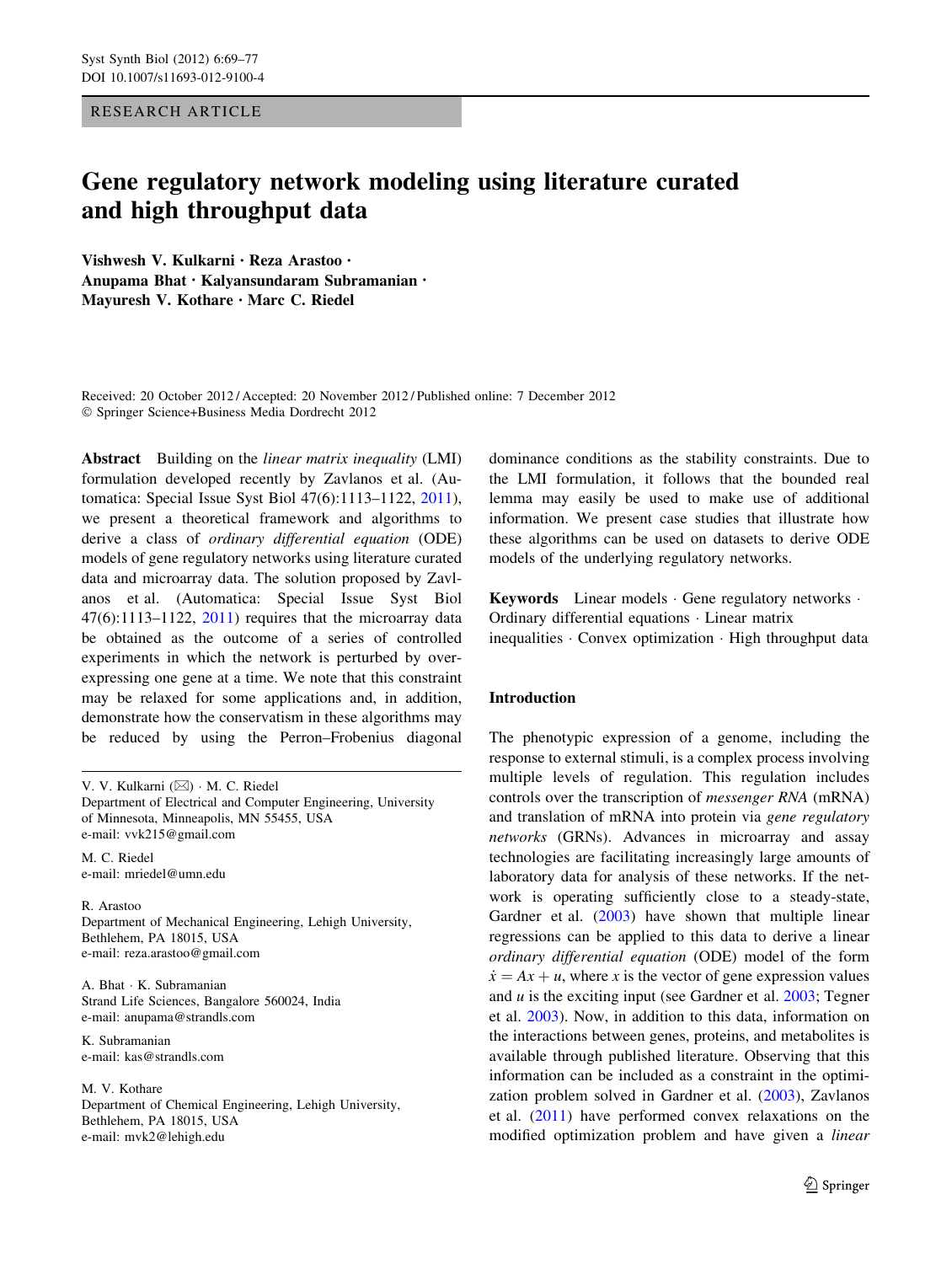RESEARCH ARTICLE

# Gene regulatory network modeling using literature curated and high throughput data

**Vishwesh V. Kulkarni · Reza Arastoo · Anupama Bhat · Kalyansundaram Subramanian · Mayuresh V. Kothare · Marc C. Riedel**

Received: 20 October 2012 / Accepted: 20 November 2012 / Published online: 7 December 2012
© Springer Science+Business Media Dordrecht 2012

**Abstract** Building on the *linear matrix inequality* (LMI) formulation developed recently by Zavlanos et al. (Automatica: Special Issue Syst Biol 47(6):1113–1122, 2011), we present a theoretical framework and algorithms to derive a class of *ordinary differential equation* (ODE) models of gene regulatory networks using literature curated data and microarray data. The solution proposed by Zavlanos et al. (Automatica: Special Issue Syst Biol 47(6):1113–1122, 2011) requires that the microarray data be obtained as the outcome of a series of controlled experiments in which the network is perturbed by over-expressing one gene at a time. We note that this constraint may be relaxed for some applications and, in addition, demonstrate how the conservatism in these algorithms may be reduced by using the Perron–Frobenius diagonal dominance conditions as the stability constraints. Due to the LMI formulation, it follows that the bounded real lemma may easily be used to make use of additional information. We present case studies that illustrate how these algorithms can be used on datasets to derive ODE models of the underlying regulatory networks.

**Keywords** Linear models · Gene regulatory networks · Ordinary differential equations · Linear matrix inequalities · Convex optimization · High throughput data

V. V. Kulkarni (✉) · M. C. Riedel
Department of Electrical and Computer Engineering, University of Minnesota, Minneapolis, MN 55455, USA
e-mail: vvk215@gmail.com

M. C. Riedel
e-mail: mriedel@umn.edu

R. Arastoo
Department of Mechanical Engineering, Lehigh University, Bethlehem, PA 18015, USA
e-mail: reza.arastoo@gmail.com

A. Bhat · K. Subramanian
Strand Life Sciences, Bangalore 560024, India
e-mail: anupama@strandls.com

K. Subramanian
e-mail: kas@strandls.com

M. V. Kothare
Department of Chemical Engineering, Lehigh University, Bethlehem, PA 18015, USA
e-mail: mvk2@lehigh.edu

## Introduction

The phenotypic expression of a genome, including the response to external stimuli, is a complex process involving multiple levels of regulation. This regulation includes controls over the transcription of *messenger RNA* (mRNA) and translation of mRNA into protein via *gene regulatory networks* (GRNs). Advances in microarray and assay technologies are facilitating increasingly large amounts of laboratory data for analysis of these networks. If the network is operating sufficiently close to a steady-state, Gardner et al. (2003) have shown that multiple linear regressions can be applied to this data to derive a linear *ordinary differential equation* (ODE) model of the form $\dot{x} = Ax + u$, where $x$ is the vector of gene expression values and $u$ is the exciting input (see Gardner et al. 2003; Tegner et al. 2003). Now, in addition to this data, information on the interactions between genes, proteins, and metabolites is available through published literature. Observing that this information can be included as a constraint in the optimization problem solved in Gardner et al. (2003), Zavlanos et al. (2011) have performed convex relaxations on the modified optimization problem and have given a *linear*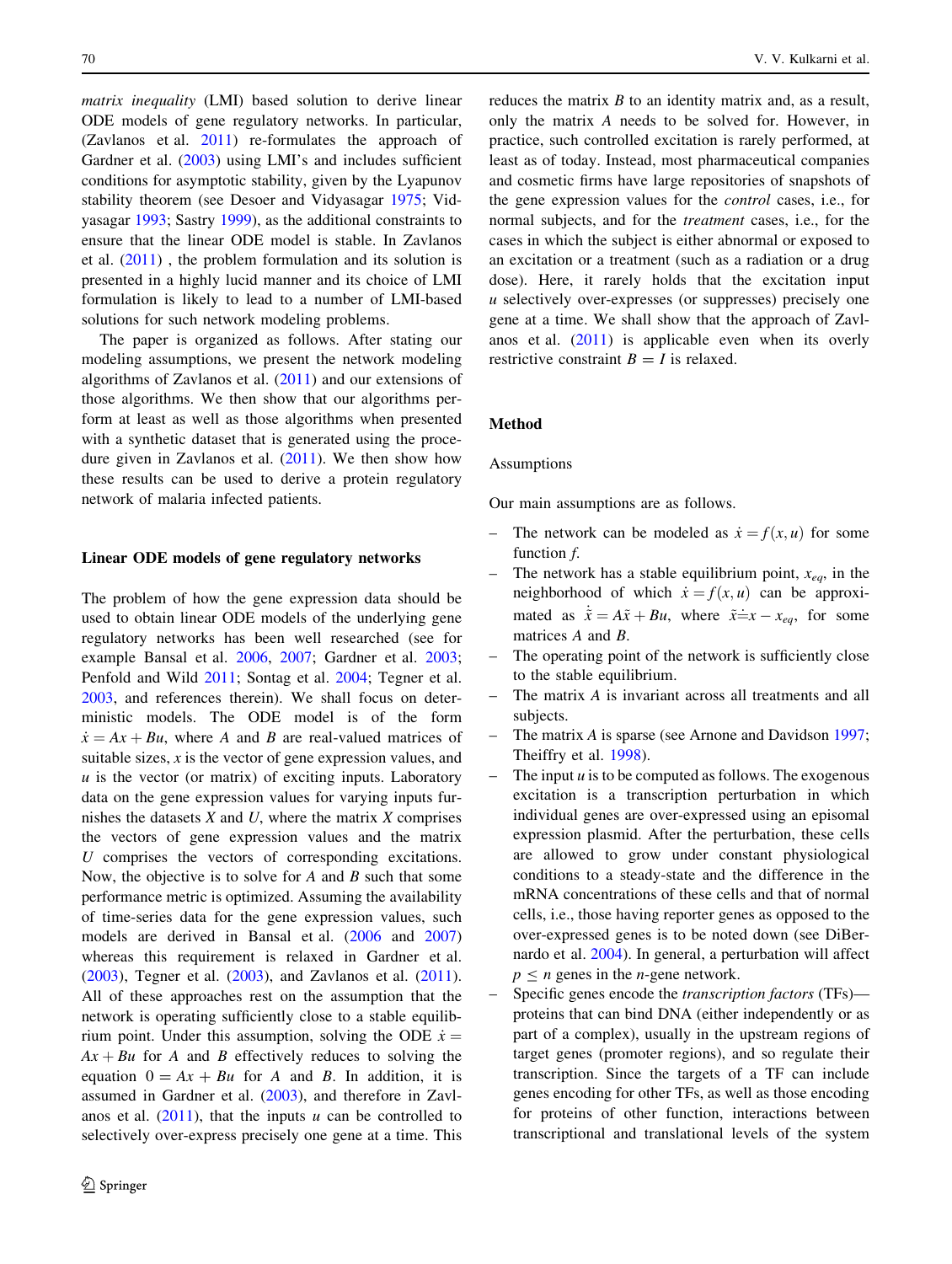*matrix inequality* (LMI) based solution to derive linear ODE models of gene regulatory networks. In particular, (Zavlanos et al. 2011) re-formulates the approach of Gardner et al. (2003) using LMI's and includes sufficient conditions for asymptotic stability, given by the Lyapunov stability theorem (see Desoer and Vidyasagar 1975; Vidyasagar 1993; Sastry 1999), as the additional constraints to ensure that the linear ODE model is stable. In Zavlanos et al. (2011) , the problem formulation and its solution is presented in a highly lucid manner and its choice of LMI formulation is likely to lead to a number of LMI-based solutions for such network modeling problems.

The paper is organized as follows. After stating our modeling assumptions, we present the network modeling algorithms of Zavlanos et al. (2011) and our extensions of those algorithms. We then show that our algorithms perform at least as well as those algorithms when presented with a synthetic dataset that is generated using the procedure given in Zavlanos et al. (2011). We then show how these results can be used to derive a protein regulatory network of malaria infected patients.

## Linear ODE models of gene regulatory networks

The problem of how the gene expression data should be used to obtain linear ODE models of the underlying gene regulatory networks has been well researched (see for example Bansal et al. 2006, 2007; Gardner et al. 2003; Penfold and Wild 2011; Sontag et al. 2004; Tegner et al. 2003, and references therein). We shall focus on deterministic models. The ODE model is of the form $\dot{x} = Ax + Bu$, where $A$ and $B$ are real-valued matrices of suitable sizes, $x$ is the vector of gene expression values, and $u$ is the vector (or matrix) of exciting inputs. Laboratory data on the gene expression values for varying inputs furnishes the datasets $X$ and $U$, where the matrix $X$ comprises the vectors of gene expression values and the matrix $U$ comprises the vectors of corresponding excitations. Now, the objective is to solve for $A$ and $B$ such that some performance metric is optimized. Assuming the availability of time-series data for the gene expression values, such models are derived in Bansal et al. (2006 and 2007) whereas this requirement is relaxed in Gardner et al. (2003), Tegner et al. (2003), and Zavlanos et al. (2011). All of these approaches rest on the assumption that the network is operating sufficiently close to a stable equilibrium point. Under this assumption, solving the ODE $\dot{x} = Ax + Bu$ for $A$ and $B$ effectively reduces to solving the equation $0 = Ax + Bu$ for $A$ and $B$. In addition, it is assumed in Gardner et al. (2003), and therefore in Zavlanos et al. (2011), that the inputs $u$ can be controlled to selectively over-express precisely one gene at a time. This reduces the matrix $B$ to an identity matrix and, as a result, only the matrix $A$ needs to be solved for. However, in practice, such controlled excitation is rarely performed, at least as of today. Instead, most pharmaceutical companies and cosmetic firms have large repositories of snapshots of the gene expression values for the *control* cases, i.e., for normal subjects, and for the *treatment* cases, i.e., for the cases in which the subject is either abnormal or exposed to an excitation or a treatment (such as a radiation or a drug dose). Here, it rarely holds that the excitation input $u$ selectively over-expresses (or suppresses) precisely one gene at a time. We shall show that the approach of Zavlanos et al. (2011) is applicable even when its overly restrictive constraint $B = I$ is relaxed.

## Method

### Assumptions

Our main assumptions are as follows.

- The network can be modeled as $\dot{x} = f(x, u)$ for some function $f$.
- The network has a stable equilibrium point, $x_{eq}$, in the neighborhood of which $\dot{x} = f(x, u)$ can be approximated as $\dot{\tilde{x}} = A\tilde{x} + Bu$, where $\tilde{x} \doteq x - x_{eq}$, for some matrices $A$ and $B$.
- The operating point of the network is sufficiently close to the stable equilibrium.
- The matrix $A$ is invariant across all treatments and all subjects.
- The matrix $A$ is sparse (see Arnone and Davidson 1997; Theiffry et al. 1998).
- The input $u$ is to be computed as follows. The exogenous excitation is a transcription perturbation in which individual genes are over-expressed using an episomal expression plasmid. After the perturbation, these cells are allowed to grow under constant physiological conditions to a steady-state and the difference in the mRNA concentrations of these cells and that of normal cells, i.e., those having reporter genes as opposed to the over-expressed genes is to be noted down (see DiBernardo et al. 2004). In general, a perturbation will affect $p \leq n$ genes in the $n$-gene network.
- Specific genes encode the *transcription factors* (TFs)—proteins that can bind DNA (either independently or as part of a complex), usually in the upstream regions of target genes (promoter regions), and so regulate their transcription. Since the targets of a TF can include genes encoding for other TFs, as well as those encoding for proteins of other function, interactions between transcriptional and translational levels of the system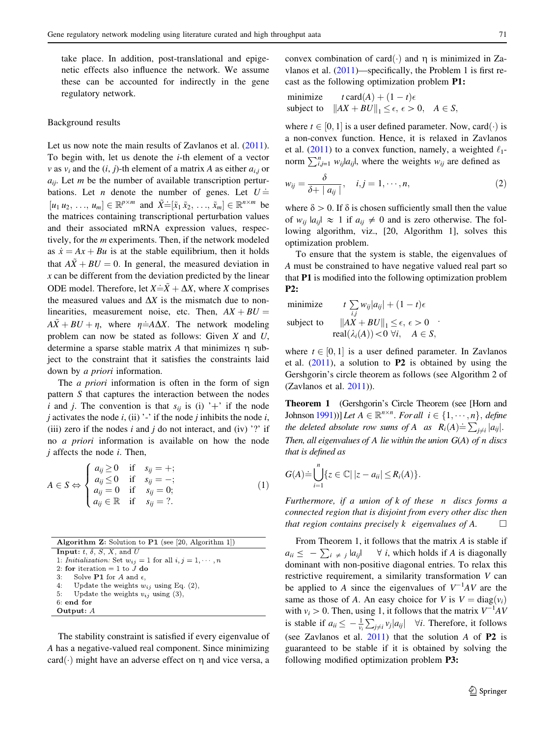take place. In addition, post-translational and epigenetic effects also influence the network. We assume these can be accounted for indirectly in the gene regulatory network.

## Background results

Let us now note the main results of Zavlanos et al. (2011). To begin with, let us denote the $i$-th element of a vector $v$ as $v_i$ and the $(i, j)$-th element of a matrix $A$ as either $a_{i,j}$ or $a_{ij}$. Let $m$ be the number of available transcription perturbations. Let $n$ denote the number of genes. Let $U \doteq [u_1 \, u_2, \ldots, u_m] \in \mathbb{R}^{p \times m}$ and $\tilde{X} \doteq [\tilde{x}_1 \, \tilde{x}_2, \ldots, \tilde{x}_m] \in \mathbb{R}^{n \times m}$ be the matrices containing transcriptional perturbation values and their associated mRNA expression values, respectively, for the $m$ experiments. Then, if the network modeled as $\dot{x} = Ax + Bu$ is at the stable equilibrium, then it holds that $A\tilde{X} + BU = 0$. In general, the measured deviation in $x$ can be different from the deviation predicted by the linear ODE model. Therefore, let $X \doteq \tilde{X} + \Delta X$, where $X$ comprises the measured values and $\Delta X$ is the mismatch due to nonlinearities, measurement noise, etc. Then, $AX + BU = A\tilde{X} + BU + \eta$, where $\eta \doteq A\Delta X$. The network modeling problem can now be stated as follows: Given $X$ and $U$, determine a sparse stable matrix $A$ that minimizes $\eta$ subject to the constraint that it satisfies the constraints laid down by *a priori* information.

The *a priori* information is often in the form of sign pattern $S$ that captures the interaction between the nodes $i$ and $j$. The convention is that $s_{ij}$ is (i) '+' if the node $j$ activates the node $i$, (ii) '-' if the node $j$ inhibits the node $i$, (iii) zero if the nodes $i$ and $j$ do not interact, and (iv) '?' if no *a priori* information is available on how the node $j$ affects the node $i$. Then,

$$A \in S \Leftrightarrow \begin{cases} a_{ij} \geq 0 & \text{if} \quad s_{ij} = +; \\ a_{ij} \leq 0 & \text{if} \quad s_{ij} = -; \\ a_{ij} = 0 & \text{if} \quad s_{ij} = 0; \\ a_{ij} \in \mathbb{R} & \text{if} \quad s_{ij} = ?. \end{cases} \tag{1}$$

```
Algorithm Z: Solution to P1 (see [20, Algorithm 1])
Input: t, δ, S, X, and U
1: Initialization: Set w_ij = 1 for all i, j = 1, ..., n
2: for iteration = 1 to J do
3:    Solve P1 for A and ε,
4:    Update the weights w_ij using Eq. (2),
5:    Update the weights v_ij using (3),
6: end for
Output: A
```

The stability constraint is satisfied if every eigenvalue of $A$ has a negative-valued real component. Since minimizing $\text{card}(\cdot)$ might have an adverse effect on $\eta$ and vice versa, a convex combination of $\text{card}(\cdot)$ and $\eta$ is minimized in Zavlanos et al. (2011)—specifically, the Problem 1 is first recast as the following optimization problem **P1:**

$$\begin{array}{ll} \text{minimize} & t\,\text{card}(A) + (1-t)\epsilon \\ \text{subject to} & \|AX + BU\|_1 \leq \epsilon, \; \epsilon > 0, \quad A \in S, \end{array}$$

where $t \in [0, 1]$ is a user defined parameter. Now, $\text{card}(\cdot)$ is a non-convex function. Hence, it is relaxed in Zavlanos et al. (2011) to a convex function, namely, a weighted $\ell_1$-norm $\sum_{i,j=1}^{n} w_{ij}|a_{ij}|$, where the weights $w_{ij}$ are defined as

$$w_{ij} = \frac{\delta}{\delta + |a_{ij}|}, \quad i, j = 1, \cdots, n, \tag{2}$$

where $\delta > 0$. If $\delta$ is chosen sufficiently small then the value of $w_{ij}|a_{ij}| \approx 1$ if $a_{ij} \neq 0$ and is zero otherwise. The following algorithm, viz., [20, Algorithm 1], solves this optimization problem.

To ensure that the system is stable, the eigenvalues of $A$ must be constrained to have negative valued real part so that **P1** is modified into the following optimization problem **P2:**

$$\begin{array}{ll} \text{minimize} & t\sum_{i,j} w_{ij}|a_{ij}| + (1-t)\epsilon \\ \text{subject to} & \|AX + BU\|_1 \leq \epsilon, \; \epsilon > 0 \\ & \text{real}(\lambda_i(A)) < 0 \; \forall i, \quad A \in S, \end{array}.$$

where $t \in [0, 1]$ is a user defined parameter. In Zavlanos et al. (2011), a solution to **P2** is obtained by using the Gershgorin's circle theorem as follows (see Algorithm 2 of (Zavlanos et al. 2011)).

**Theorem 1** (Gershgorin's Circle Theorem (see [Horn and Johnson 1991)]) *Let $A \in \mathbb{R}^{n \times n}$. For all $i \in \{1, \cdots, n\}$, define the deleted absolute row sums of $A$ as $R_i(A) \doteq \sum_{j \neq i} |a_{ij}|$. Then, all eigenvalues of $A$ lie within the union $G(A)$ of $n$ discs that is defined as*

$$G(A) \doteq \bigcup_{i=1}^{n} \{z \in \mathbb{C} | \, |z - a_{ii}| \leq R_i(A)\}.$$

*Furthermore, if a union of $k$ of these $n$ discs forms a connected region that is disjoint from every other disc then that region contains precisely $k$ eigenvalues of $A$.* □

From Theorem 1, it follows that the matrix $A$ is stable if $a_{ii} \leq -\sum_{i \neq j} |a_{ij}| \quad \forall\, i$, which holds if $A$ is diagonally dominant with non-positive diagonal entries. To relax this restrictive requirement, a similarity transformation $V$ can be applied to $A$ since the eigenvalues of $V^{-1}AV$ are the same as those of $A$. An easy choice for $V$ is $V = \text{diag}(v_i)$ with $v_i > 0$. Then, using 1, it follows that the matrix $V^{-1}AV$ is stable if $a_{ii} \leq -\frac{1}{v_i}\sum_{j \neq i} v_j |a_{ij}| \quad \forall i$. Therefore, it follows (see Zavlanos et al. 2011) that the solution $A$ of **P2** is guaranteed to be stable if it is obtained by solving the following modified optimization problem **P3:**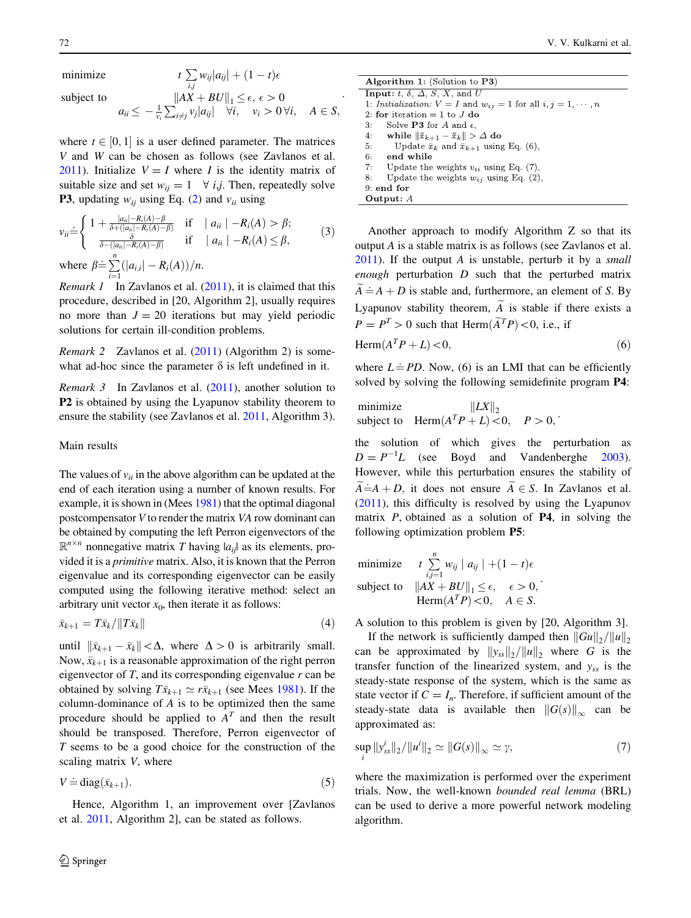$$
\begin{array}{ll}
\text{minimize} & t\sum_{i,j} w_{ij}|a_{ij}| + (1-t)\epsilon \\
\text{subject to} & \|AX + BU\|_1 \leq \epsilon,\ \epsilon > 0 \\
& a_{ii} \leq -\frac{1}{v_i}\sum_{i\neq j} v_j|a_{ij}| \quad \forall i, \quad v_i > 0\,\forall i, \quad A \in S,
\end{array}
$$

where $t \in [0, 1]$ is a user defined parameter. The matrices $V$ and $W$ can be chosen as follows (see Zavlanos et al. 2011). Initialize $V = I$ where $I$ is the identity matrix of suitable size and set $w_{ij} = 1 \quad \forall\, i,j$. Then, repeatedly solve **P3**, updating $w_{ij}$ using Eq. (2) and $v_{ii}$ using

$$
v_{ii} \doteq \begin{cases} 1 + \frac{|a_{ii}| - R_i(A) - \beta}{\delta + (|a_{ii}| - R_i(A) - \beta)} & \text{if} \quad |\, a_{ii} \,| - R_i(A) > \beta; \\ \frac{\delta}{\delta - (|a_{ii}| - R_i(A) - \beta)} & \text{if} \quad |\, a_{ii} \,| - R_i(A) \leq \beta, \end{cases} \tag{3}
$$

where $\beta \doteq \sum_{i=1}^{n}(|a_{i,i}| - R_i(A))/n$.

*Remark 1* In Zavlanos et al. (2011), it is claimed that this procedure, described in [20, Algorithm 2], usually requires no more than $J = 20$ iterations but may yield periodic solutions for certain ill-condition problems.

*Remark 2* Zavlanos et al. (2011) (Algorithm 2) is somewhat ad-hoc since the parameter $\delta$ is left undefined in it.

*Remark 3* In Zavlanos et al. (2011), another solution to **P2** is obtained by using the Lyapunov stability theorem to ensure the stability (see Zavlanos et al. 2011, Algorithm 3).

## Main results

The values of $v_{ii}$ in the above algorithm can be updated at the end of each iteration using a number of known results. For example, it is shown in (Mees 1981) that the optimal diagonal postcompensator $V$ to render the matrix $VA$ row dominant can be obtained by computing the left Perron eigenvectors of the $\mathbb{R}^{n\times n}$ nonnegative matrix $T$ having $|a_{ij}|$ as its elements, provided it is a *primitive* matrix. Also, it is known that the Perron eigenvalue and its corresponding eigenvector can be easily computed using the following iterative method: select an arbitrary unit vector $x_0$, then iterate it as follows:

$$
\bar{x}_{k+1} = T\bar{x}_k / \|T\bar{x}_k\| \tag{4}
$$

until $\|\bar{x}_{k+1} - \bar{x}_k\| < \Delta$, where $\Delta > 0$ is arbitrarily small. Now, $\bar{x}_{k+1}$ is a reasonable approximation of the right perron eigenvector of $T$, and its corresponding eigenvalue $r$ can be obtained by solving $T\bar{x}_{k+1} \simeq r\bar{x}_{k+1}$ (see Mees 1981). If the column-dominance of $A$ is to be optimized then the same procedure should be applied to $A^T$ and then the result should be transposed. Therefore, Perron eigenvector of $T$ seems to be a good choice for the construction of the scaling matrix $V$, where

$$
V \doteq \text{diag}(\bar{x}_{k+1}). \tag{5}
$$

Hence, Algorithm 1, an improvement over [Zavlanos et al. 2011, Algorithm 2], can be stated as follows.

```
Algorithm 1: (Solution to P3)
Input: t, δ, Δ, S, X, and U
1: Initialization: V = I and w_ij = 1 for all i, j = 1, ..., n
2: for iteration = 1 to J do
3:    Solve P3 for A and ε,
4:    while ||x̄_{k+1} − x̄_k|| > Δ do
5:       Update x̄_k and x̄_{k+1} using Eq. (6),
6:    end while
7:    Update the weights v_ii using Eq. (7),
8:    Update the weights w_ij using Eq. (2),
9: end for
Output: A
```

Another approach to modify Algorithm Z so that its output $A$ is a stable matrix is as follows (see Zavlanos et al. 2011). If the output $A$ is unstable, perturb it by a *small enough* perturbation $D$ such that the perturbed matrix $\widetilde{A} \doteq A + D$ is stable and, furthermore, an element of $S$. By Lyapunov stability theorem, $\widetilde{A}$ is stable if there exists a $P = P^T > 0$ such that $\text{Herm}(\widetilde{A}^T P) < 0$, i.e., if

$$
\text{Herm}(A^T P + L) < 0, \tag{6}
$$

where $L \doteq PD$. Now, (6) is an LMI that can be efficiently solved by solving the following semidefinite program **P4**:

$$
\begin{array}{ll}
\text{minimize} & \|LX\|_2 \\
\text{subject to} & \text{Herm}(A^T P + L) < 0, \quad P > 0,
\end{array}
$$

the solution of which gives the perturbation as $D = P^{-1}L$ (see Boyd and Vandenberghe 2003). However, while this perturbation ensures the stability of $\widetilde{A} \doteq A + D$, it does not ensure $\widetilde{A} \in S$. In Zavlanos et al. (2011), this difficulty is resolved by using the Lyapunov matrix $P$, obtained as a solution of **P4**, in solving the following optimization problem **P5**:

$$
\begin{array}{ll}
\text{minimize} & t\sum_{i,j=1}^{n} w_{ij}\,|\, a_{ij} \,| + (1-t)\epsilon \\
\text{subject to} & \|AX + BU\|_1 \leq \epsilon, \quad \epsilon > 0, \\
& \text{Herm}(A^T P) < 0, \quad A \in S.
\end{array}
$$

A solution to this problem is given by [20, Algorithm 3].

If the network is sufficiently damped then $\|Gu\|_2/\|u\|_2$ can be approximated by $\|y_{ss}\|_2/\|u\|_2$ where $G$ is the transfer function of the linearized system, and $y_{ss}$ is the steady-state response of the system, which is the same as state vector if $C = I_n$. Therefore, if sufficient amount of the steady-state data is available then $\|G(s)\|_\infty$ can be approximated as:

$$
\sup_i \|y_{ss}^i\|_2 / \|u^i\|_2 \simeq \|G(s)\|_\infty \simeq \gamma, \tag{7}
$$

where the maximization is performed over the experiment trials. Now, the well-known *bounded real lemma* (BRL) can be used to derive a more powerful network modeling algorithm.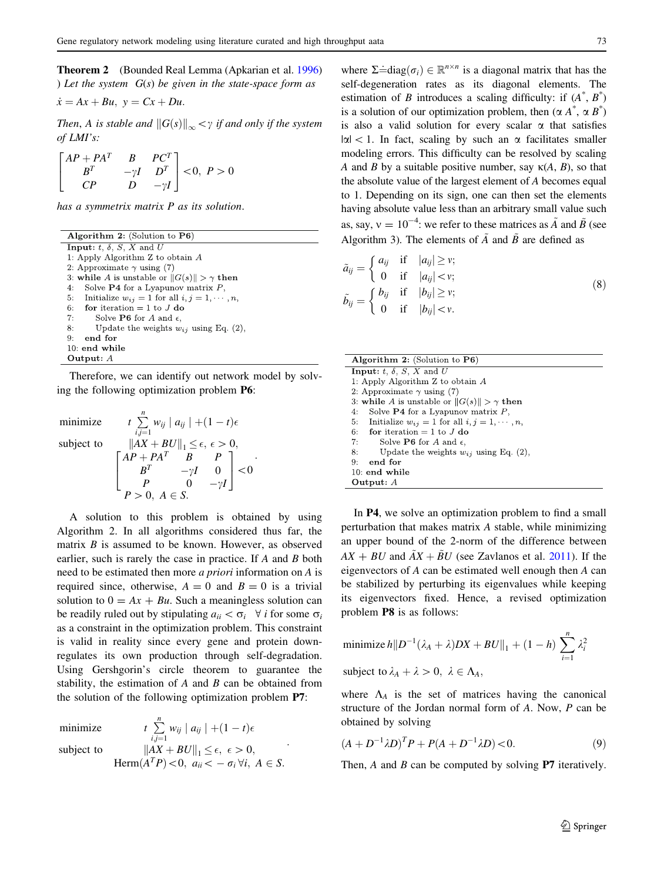**Theorem 2** (Bounded Real Lemma (Apkarian et al. 1996)) *Let the system* $G(s)$ *be given in the state-space form as* $\dot{x} = Ax + Bu, \ y = Cx + Du.$

*Then, A is stable and* $\|G(s)\|_\infty < \gamma$ *if and only if the system of LMI's:*

$$\begin{bmatrix} AP + PA^T & B & PC^T \\ B^T & -\gamma I & D^T \\ CP & D & -\gamma I \end{bmatrix} < 0, \ P > 0$$

*has a symmetrix matrix P as its solution.*

```
Algorithm 2: (Solution to P6)
Input: t, δ, S, X and U
1: Apply Algorithm Z to obtain A
2: Approximate γ using (7)
3: while A is unstable or ||G(s)|| > γ then
4:    Solve P4 for a Lyapunov matrix P,
5:    Initialize w_ij = 1 for all i, j = 1, ··· , n,
6:    for iteration = 1 to J do
7:       Solve P6 for A and ε,
8:       Update the weights w_ij using Eq. (2),
9:    end for
10: end while
Output: A
```

Therefore, we can identify out network model by solving the following optimization problem **P6**:

$$\begin{aligned} \text{minimize} \quad & t \sum_{i,j=1}^{n} w_{ij} \mid a_{ij} \mid + (1-t)\epsilon \\ \text{subject to} \quad & \|AX + BU\|_1 \leq \epsilon, \ \epsilon > 0, \\ & \begin{bmatrix} AP + PA^T & B & P \\ B^T & -\gamma I & 0 \\ P & 0 & -\gamma I \end{bmatrix} < 0 \\ & P > 0, \ A \in S. \end{aligned}$$

A solution to this problem is obtained by using Algorithm 2. In all algorithms considered thus far, the matrix $B$ is assumed to be known. However, as observed earlier, such is rarely the case in practice. If $A$ and $B$ both need to be estimated then more *a priori* information on $A$ is required since, otherwise, $A = 0$ and $B = 0$ is a trivial solution to $0 = Ax + Bu$. Such a meaningless solution can be readily ruled out by stipulating $a_{ii} < \sigma_i \ \ \forall\, i$ for some $\sigma_i$ as a constraint in the optimization problem. This constraint is valid in reality since every gene and protein down-regulates its own production through self-degradation. Using Gershgorin's circle theorem to guarantee the stability, the estimation of $A$ and $B$ can be obtained from the solution of the following optimization problem **P7**:

$$\begin{aligned} \text{minimize} \quad & t \sum_{i,j=1}^{n} w_{ij} \mid a_{ij} \mid + (1-t)\epsilon \\ \text{subject to} \quad & \|AX + BU\|_1 \leq \epsilon, \ \epsilon > 0, \\ & \text{Herm}(A^T P) < 0, \ a_{ii} < -\sigma_i \, \forall i, \ A \in S. \end{aligned}$$

where $\Sigma \doteq \text{diag}(\sigma_i) \in \mathbb{R}^{n \times n}$ is a diagonal matrix that has the self-degeneration rates as its diagonal elements. The estimation of $B$ introduces a scaling difficulty: if $(A^*, B^*)$ is a solution of our optimization problem, then $(\alpha A^*, \alpha B^*)$ is also a valid solution for every scalar $\alpha$ that satisfies $|\alpha| < 1$. In fact, scaling by such an $\alpha$ facilitates smaller modeling errors. This difficulty can be resolved by scaling $A$ and $B$ by a suitable positive number, say $\kappa(A, B)$, so that the absolute value of the largest element of $A$ becomes equal to 1. Depending on its sign, one can then set the elements having absolute value less than an arbitrary small value such as, say, $\nu = 10^{-4}$: we refer to these matrices as $\tilde{A}$ and $\tilde{B}$ (see Algorithm 3). The elements of $\tilde{A}$ and $\tilde{B}$ are defined as

$$\begin{aligned} \tilde{a}_{ij} &= \begin{cases} a_{ij} & \text{if} \quad |a_{ij}| \geq \nu; \\ 0 & \text{if} \quad |a_{ij}| < \nu; \end{cases} \\ \tilde{b}_{ij} &= \begin{cases} b_{ij} & \text{if} \quad |b_{ij}| \geq \nu; \\ 0 & \text{if} \quad |b_{ij}| < \nu. \end{cases} \end{aligned} \tag{8}$$

```
Algorithm 2: (Solution to P6)
Input: t, δ, S, X and U
1: Apply Algorithm Z to obtain A
2: Approximate γ using (7)
3: while A is unstable or ||G(s)|| > γ then
4:    Solve P4 for a Lyapunov matrix P,
5:    Initialize w_ij = 1 for all i, j = 1, ··· , n,
6:    for iteration = 1 to J do
7:       Solve P6 for A and ε,
8:       Update the weights w_ij using Eq. (2),
9:    end for
10: end while
Output: A
```

In **P4**, we solve an optimization problem to find a small perturbation that makes matrix $A$ stable, while minimizing an upper bound of the 2-norm of the difference between $AX + BU$ and $\tilde{A}X + \tilde{B}U$ (see Zavlanos et al. 2011). If the eigenvectors of $A$ can be estimated well enough then $A$ can be stabilized by perturbing its eigenvalues while keeping its eigenvectors fixed. Hence, a revised optimization problem **P8** is as follows:

$$\text{minimize}\, h\|D^{-1}(\lambda_A + \lambda)DX + BU\|_1 + (1-h)\sum_{i=1}^{n} \lambda_i^2$$

$$\text{subject to}\, \lambda_A + \lambda > 0, \ \lambda \in \Lambda_A,$$

where $\Lambda_A$ is the set of matrices having the canonical structure of the Jordan normal form of $A$. Now, $P$ can be obtained by solving

$$(A + D^{-1}\lambda D)^T P + P(A + D^{-1}\lambda D) < 0. \tag{9}$$

Then, $A$ and $B$ can be computed by solving **P7** iteratively.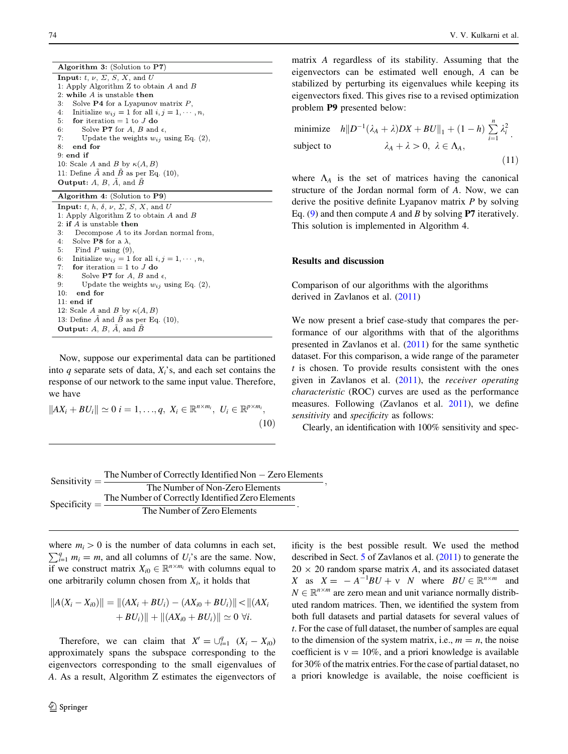**Algorithm 3:** (Solution to **P7**)

```
Input: t, ν, Σ, S, X, and U
1: Apply Algorithm Z to obtain A and B
2: while A is unstable then
3:    Solve P4 for a Lyapunov matrix P,
4:    Initialize w_ij = 1 for all i, j = 1, ..., n,
5:    for iteration = 1 to J do
6:       Solve P7 for A, B and ε,
7:       Update the weights w_ij using Eq. (2),
8:    end for
9: end if
10: Scale A and B by κ(A, B)
11: Define Ã and B̃ as per Eq. (10),
Output: A, B, Ã, and B̃
```

**Algorithm 4:** (Solution to **P9**)

```
Input: t, h, δ, ν, Σ, S, X, and U
1: Apply Algorithm Z to obtain A and B
2: if A is unstable then
3:    Decompose A to its Jordan normal from,
4:    Solve P8 for a λ,
5:    Find P using (9),
6:    Initialize w_ij = 1 for all i, j = 1, ..., n,
7:    for iteration = 1 to J do
8:       Solve P7 for A, B and ε,
9:       Update the weights w_ij using Eq. (2),
10:   end for
11: end if
12: Scale A and B by κ(A, B)
13: Define Ã and B̃ as per Eq. (10),
Output: A, B, Ã, and B̃
```

Now, suppose our experimental data can be partitioned into $q$ separate sets of data, $X_i$'s, and each set contains the response of our network to the same input value. Therefore, we have

$$\|AX_i + BU_i\| \simeq 0 \; i = 1, \ldots, q, \;\; X_i \in \mathbb{R}^{n \times m_i}, \;\; U_i \in \mathbb{R}^{p \times m_i}, \tag{10}$$

where $m_i > 0$ is the number of data columns in each set, $\sum_{i=1}^{q} m_i = m$, and all columns of $U_i$'s are the same. Now, if we construct matrix $X_{i0} \in \mathbb{R}^{n \times m_i}$ with columns equal to one arbitrarily column chosen from $X_i$, it holds that

$$\|A(X_i - X_{i0})\| = \|(AX_i + BU_i) - (AX_{i0} + BU_i)\| < \|(AX_i + BU_i)\| + \|(AX_{i0} + BU_i)\| \simeq 0 \;\forall i.$$

Therefore, we can claim that $X' = \cup_{i=1}^{q} \; (X_i - X_{i0})$ approximately spans the subspace corresponding to the eigenvectors corresponding to the small eigenvalues of $A$. As a result, Algorithm Z estimates the eigenvectors of matrix $A$ regardless of its stability. Assuming that the eigenvectors can be estimated well enough, $A$ can be stabilized by perturbing its eigenvalues while keeping its eigenvectors fixed. This gives rise to a revised optimization problem **P9** presented below:

$$\begin{aligned} &\text{minimize} \quad h\|D^{-1}(\lambda_A + \lambda)DX + BU\|_1 + (1-h)\sum_{i=1}^{n} \lambda_i^2 \, . \\ &\text{subject to} \qquad\qquad \lambda_A + \lambda > 0, \;\; \lambda \in \Lambda_A, \end{aligned} \tag{11}$$

where $\Lambda_A$ is the set of matrices having the canonical structure of the Jordan normal form of $A$. Now, we can derive the positive definite Lyapanov matrix $P$ by solving Eq. (9) and then compute $A$ and $B$ by solving **P7** iteratively. This solution is implemented in Algorithm 4.

## Results and discussion

### Comparison of our algorithms with the algorithms derived in Zavlanos et al. (2011)

We now present a brief case-study that compares the performance of our algorithms with that of the algorithms presented in Zavlanos et al. (2011) for the same synthetic dataset. For this comparison, a wide range of the parameter $t$ is chosen. To provide results consistent with the ones given in Zavlanos et al. (2011), the *receiver operating characteristic* (ROC) curves are used as the performance measures. Following (Zavlanos et al. 2011), we define *sensitivity* and *specificity* as follows:

$$\begin{aligned} \text{Sensitivity} &= \frac{\text{The Number of Correctly Identified Non}-\text{Zero Elements}}{\text{The Number of Non-Zero Elements}}, \\ \text{Specificity} &= \frac{\text{The Number of Correctly Identified Zero Elements}}{\text{The Number of Zero Elements}}. \end{aligned}$$

Clearly, an identification with 100% sensitivity and specificity is the best possible result. We used the method described in Sect. 5 of Zavlanos et al. (2011) to generate the $20 \times 20$ random sparse matrix $A$, and its associated dataset $X$ as $X = -A^{-1}BU + \nu \;\; N$ where $BU \in \mathbb{R}^{n \times m}$ and $N \in \mathbb{R}^{n \times m}$ are zero mean and unit variance normally distributed random matrices. Then, we identified the system from both full datasets and partial datasets for several values of $t$. For the case of full dataset, the number of samples are equal to the dimension of the system matrix, i.e., $m = n$, the noise coefficient is $\nu = 10\%$, and a priori knowledge is available for 30% of the matrix entries. For the case of partial dataset, no a priori knowledge is available, the noise coefficient is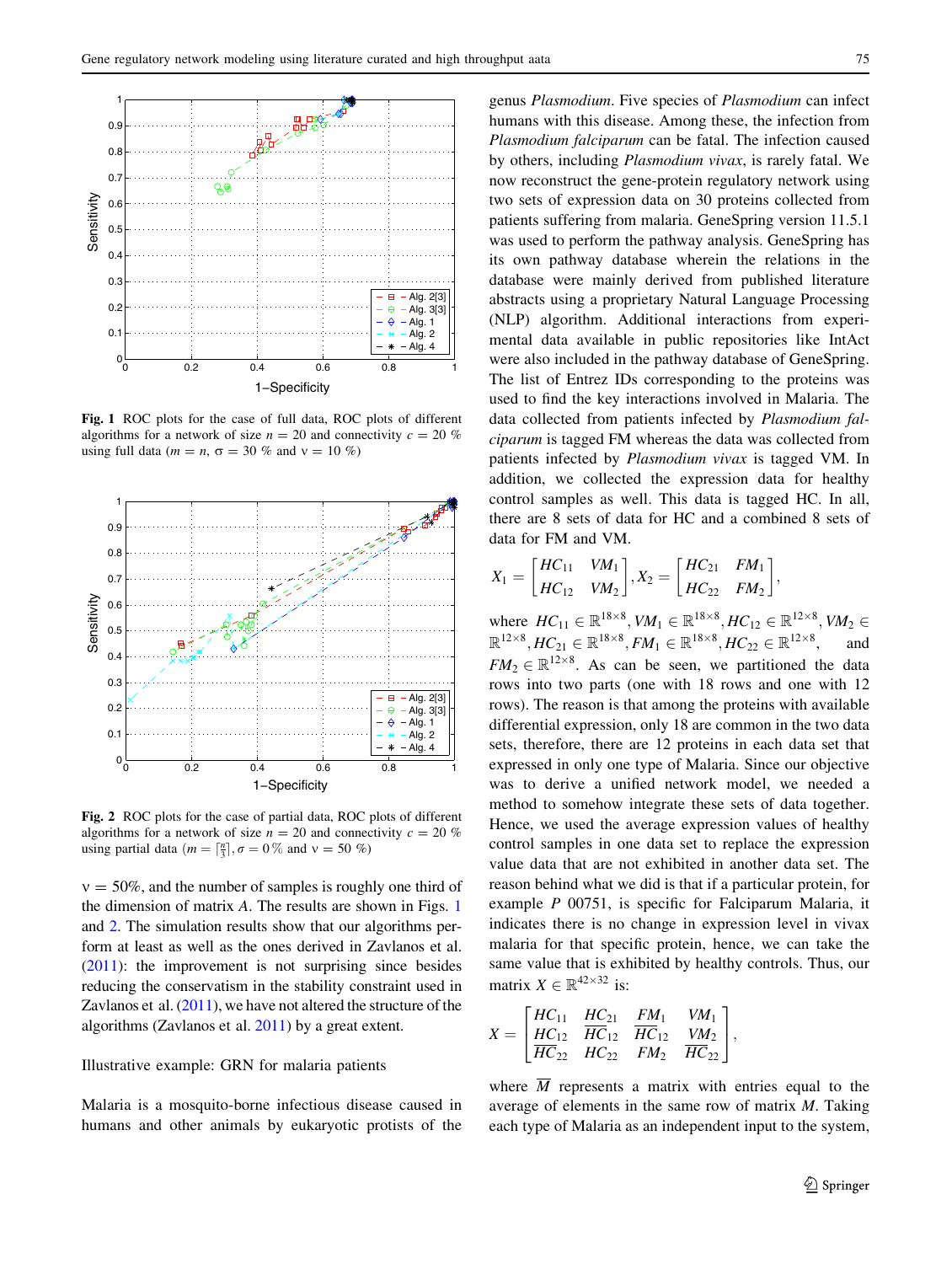Fig. 1 ROC plots for the case of full data, ROC plots of different algorithms for a network of size $n = 20$ and connectivity $c = 20\ \%$ using full data ($m = n$, $\sigma = 30\ \%$ and $\nu = 10\ \%$)

Fig. 2 ROC plots for the case of partial data, ROC plots of different algorithms for a network of size $n = 20$ and connectivity $c = 20\ \%$ using partial data ($m = \lceil \frac{n}{3} \rceil, \sigma = 0\,\%$ and $\nu = 50\ \%$)

$\nu = 50\%$, and the number of samples is roughly one third of the dimension of matrix $A$. The results are shown in Figs. 1 and 2. The simulation results show that our algorithms perform at least as well as the ones derived in Zavlanos et al. (2011): the improvement is not surprising since besides reducing the conservatism in the stability constraint used in Zavlanos et al. (2011), we have not altered the structure of the algorithms (Zavlanos et al. 2011) by a great extent.

## Illustrative example: GRN for malaria patients

Malaria is a mosquito-borne infectious disease caused in humans and other animals by eukaryotic protists of the genus *Plasmodium*. Five species of *Plasmodium* can infect humans with this disease. Among these, the infection from *Plasmodium falciparum* can be fatal. The infection caused by others, including *Plasmodium vivax*, is rarely fatal. We now reconstruct the gene-protein regulatory network using two sets of expression data on 30 proteins collected from patients suffering from malaria. GeneSpring version 11.5.1 was used to perform the pathway analysis. GeneSpring has its own pathway database wherein the relations in the database were mainly derived from published literature abstracts using a proprietary Natural Language Processing (NLP) algorithm. Additional interactions from experimental data available in public repositories like IntAct were also included in the pathway database of GeneSpring. The list of Entrez IDs corresponding to the proteins was used to find the key interactions involved in Malaria. The data collected from patients infected by *Plasmodium falciparum* is tagged FM whereas the data was collected from patients infected by *Plasmodium vivax* is tagged VM. In addition, we collected the expression data for healthy control samples as well. This data is tagged HC. In all, there are 8 sets of data for HC and a combined 8 sets of data for FM and VM.

$$X_1 = \begin{bmatrix} HC_{11} & VM_1 \\ HC_{12} & VM_2 \end{bmatrix}, X_2 = \begin{bmatrix} HC_{21} & FM_1 \\ HC_{22} & FM_2 \end{bmatrix},$$

where $HC_{11} \in \mathbb{R}^{18\times 8}, VM_1 \in \mathbb{R}^{18\times 8}, HC_{12} \in \mathbb{R}^{12\times 8}, VM_2 \in \mathbb{R}^{12\times 8}, HC_{21} \in \mathbb{R}^{18\times 8}, FM_1 \in \mathbb{R}^{18\times 8}, HC_{22} \in \mathbb{R}^{12\times 8}$, and $FM_2 \in \mathbb{R}^{12\times 8}$. As can be seen, we partitioned the data rows into two parts (one with 18 rows and one with 12 rows). The reason is that among the proteins with available differential expression, only 18 are common in the two data sets, therefore, there are 12 proteins in each data set that expressed in only one type of Malaria. Since our objective was to derive a unified network model, we needed a method to somehow integrate these sets of data together. Hence, we used the average expression values of healthy control samples in one data set to replace the expression value data that are not exhibited in another data set. The reason behind what we did is that if a particular protein, for example P 00751, is specific for Falciparum Malaria, it indicates there is no change in expression level in vivax malaria for that specific protein, hence, we can take the same value that is exhibited by healthy controls. Thus, our matrix $X \in \mathbb{R}^{42\times 32}$ is:

$$X = \begin{bmatrix} HC_{11} & HC_{21} & FM_1 & VM_1 \\ HC_{12} & \overline{HC}_{12} & \overline{HC}_{12} & VM_2 \\ \overline{HC}_{22} & HC_{22} & FM_2 & \overline{HC}_{22} \end{bmatrix},$$

where $\overline{M}$ represents a matrix with entries equal to the average of elements in the same row of matrix $M$. Taking each type of Malaria as an independent input to the system,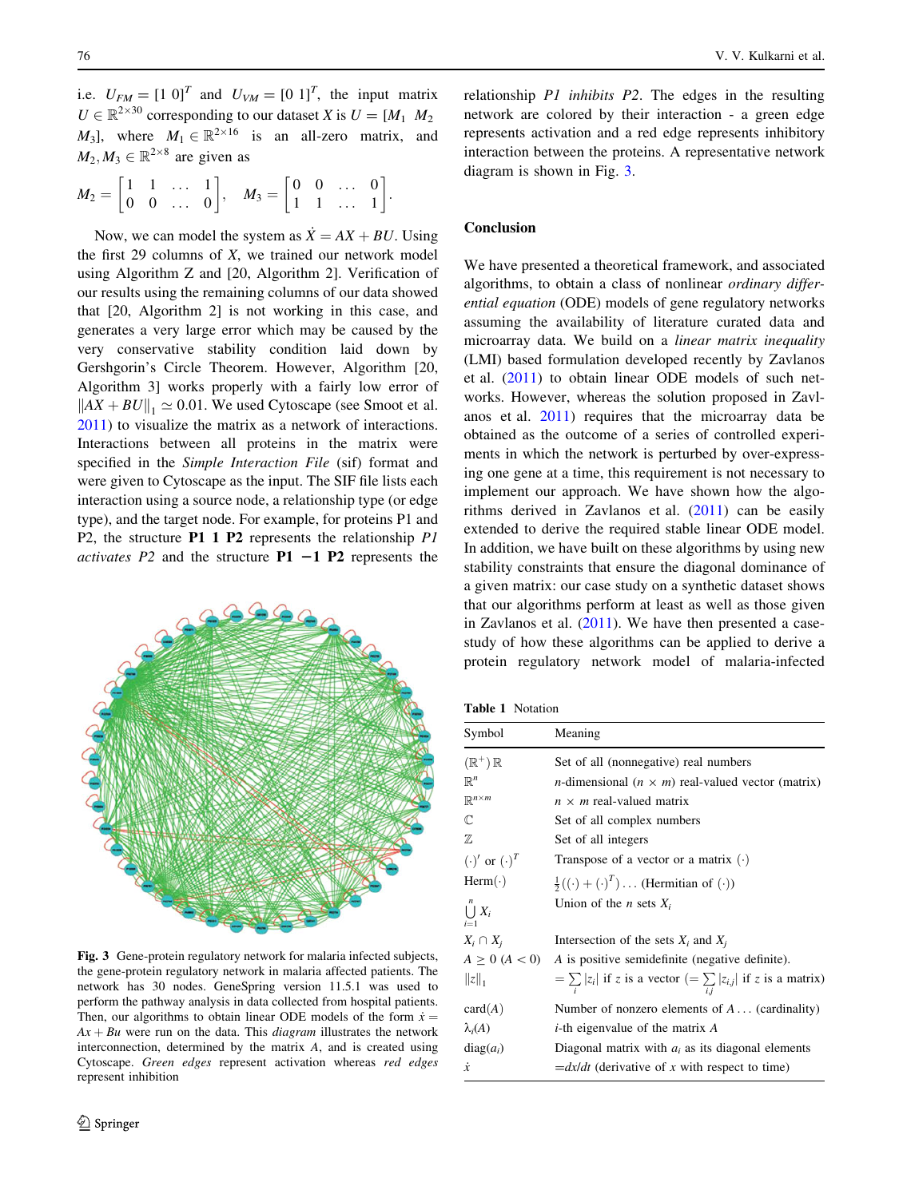i.e. $U_{FM} = [1\ 0]^T$ and $U_{VM} = [0\ 1]^T$, the input matrix $U \in \mathbb{R}^{2\times 30}$ corresponding to our dataset $X$ is $U = [M_1\ M_2\ M_3]$, where $M_1 \in \mathbb{R}^{2\times 16}$ is an all-zero matrix, and $M_2, M_3 \in \mathbb{R}^{2\times 8}$ are given as

$$M_2 = \begin{bmatrix} 1 & 1 & \ldots & 1 \\ 0 & 0 & \ldots & 0 \end{bmatrix}, \quad M_3 = \begin{bmatrix} 0 & 0 & \ldots & 0 \\ 1 & 1 & \ldots & 1 \end{bmatrix}.$$

Now, we can model the system as $\dot{X} = AX + BU$. Using the first 29 columns of $X$, we trained our network model using Algorithm Z and [20, Algorithm 2]. Verification of our results using the remaining columns of our data showed that [20, Algorithm 2] is not working in this case, and generates a very large error which may be caused by the very conservative stability condition laid down by Gershgorin's Circle Theorem. However, Algorithm [20, Algorithm 3] works properly with a fairly low error of $\|AX + BU\|_1 \simeq 0.01$. We used Cytoscape (see Smoot et al. 2011) to visualize the matrix as a network of interactions. Interactions between all proteins in the matrix were specified in the *Simple Interaction File* (sif) format and were given to Cytoscape as the input. The SIF file lists each interaction using a source node, a relationship type (or edge type), and the target node. For example, for proteins P1 and P2, the structure **P1 1 P2** represents the relationship *P1 activates P2* and the structure **P1 −1 P2** represents the relationship *P1 inhibits P2*. The edges in the resulting network are colored by their interaction - a green edge represents activation and a red edge represents inhibitory interaction between the proteins. A representative network diagram is shown in Fig. 3.

**Fig. 3** Gene-protein regulatory network for malaria infected subjects, the gene-protein regulatory network in malaria affected patients. The network has 30 nodes. GeneSpring version 11.5.1 was used to perform the pathway analysis in data collected from hospital patients. Then, our algorithms to obtain linear ODE models of the form $\dot{x} = Ax + Bu$ were run on the data. This *diagram* illustrates the network interconnection, determined by the matrix $A$, and is created using Cytoscape. *Green edges* represent activation whereas *red edges* represent inhibition

## Conclusion

We have presented a theoretical framework, and associated algorithms, to obtain a class of nonlinear *ordinary differential equation* (ODE) models of gene regulatory networks assuming the availability of literature curated data and microarray data. We build on a *linear matrix inequality* (LMI) based formulation developed recently by Zavlanos et al. (2011) to obtain linear ODE models of such networks. However, whereas the solution proposed in Zavlanos et al. 2011) requires that the microarray data be obtained as the outcome of a series of controlled experiments in which the network is perturbed by over-expressing one gene at a time, this requirement is not necessary to implement our approach. We have shown how the algorithms derived in Zavlanos et al. (2011) can be easily extended to derive the required stable linear ODE model. In addition, we have built on these algorithms by using new stability constraints that ensure the diagonal dominance of a given matrix: our case study on a synthetic dataset shows that our algorithms perform at least as well as those given in Zavlanos et al. (2011). We have then presented a case-study of how these algorithms can be applied to derive a protein regulatory network model of malaria-infected

**Table 1** Notation

| Symbol | Meaning |
|---|---|
| $(\mathbb{R}^+)\,\mathbb{R}$ | Set of all (nonnegative) real numbers |
| $\mathbb{R}^n$ | $n$-dimensional ($n \times m$) real-valued vector (matrix) |
| $\mathbb{R}^{n\times m}$ | $n \times m$ real-valued matrix |
| $\mathbb{C}$ | Set of all complex numbers |
| $\mathbb{Z}$ | Set of all integers |
| $(\cdot)'$ or $(\cdot)^T$ | Transpose of a vector or a matrix $(\cdot)$ |
| Herm$(\cdot)$ | $\frac{1}{2}((\cdot) + (\cdot)^T) \ldots$ (Hermitian of $(\cdot)$) |
| $\bigcup_{i=1}^{n} X_i$ | Union of the $n$ sets $X_i$ |
| $X_i \cap X_j$ | Intersection of the sets $X_i$ and $X_j$ |
| $A \geq 0$ ($A < 0$) | $A$ is positive semidefinite (negative definite). |
| $\|z\|_1$ | $= \sum_i \lvert z_i \rvert$ if $z$ is a vector ($= \sum_{i,j} \lvert z_{i,j} \rvert$ if $z$ is a matrix) |
| card$(A)$ | Number of nonzero elements of $A \ldots$ (cardinality) |
| $\lambda_i(A)$ | $i$-th eigenvalue of the matrix $A$ |
| diag$(a_i)$ | Diagonal matrix with $a_i$ as its diagonal elements |
| $\dot{x}$ | $= dx/dt$ (derivative of $x$ with respect to time) |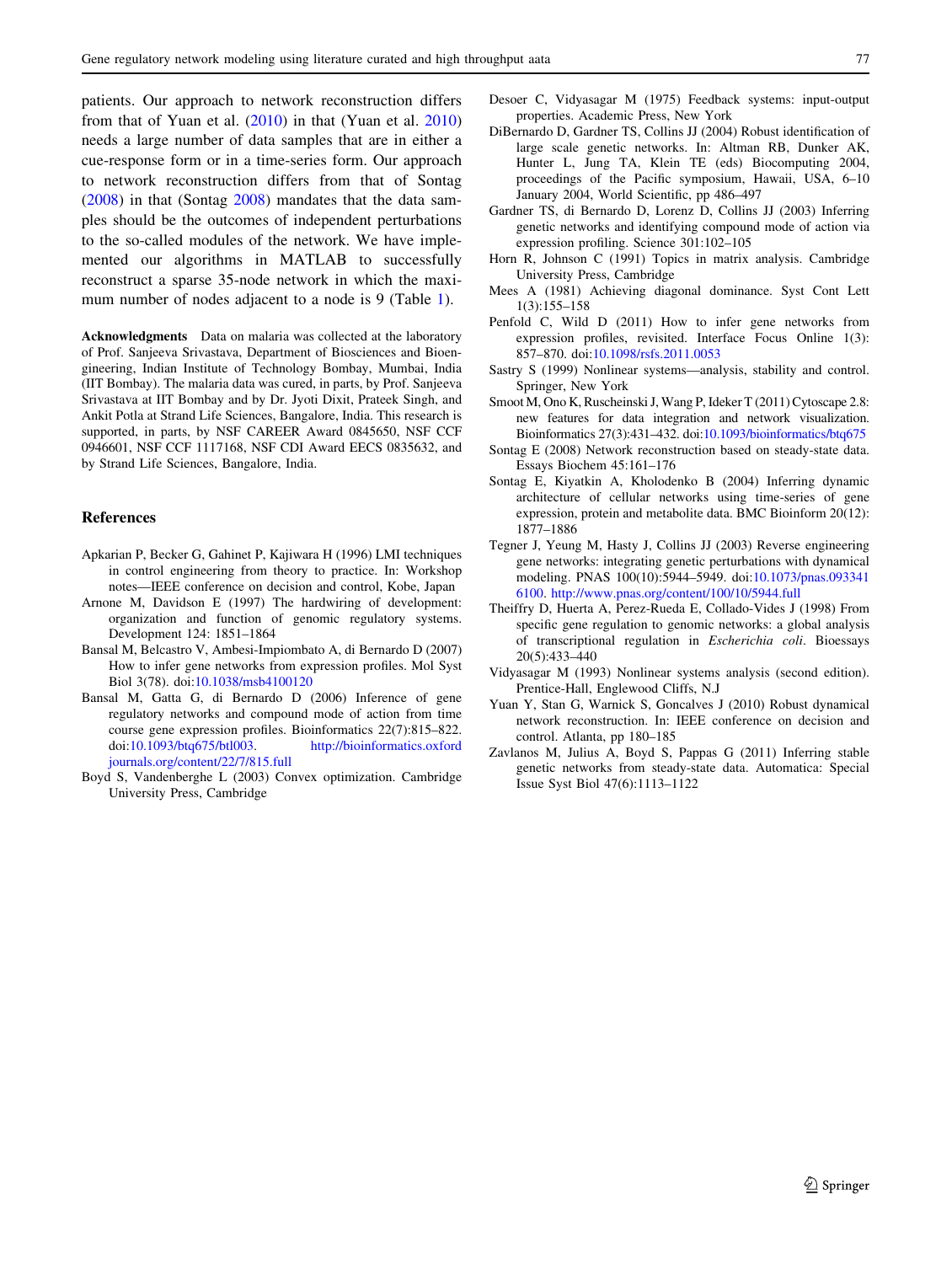patients. Our approach to network reconstruction differs from that of Yuan et al. (2010) in that (Yuan et al. 2010) needs a large number of data samples that are in either a cue-response form or in a time-series form. Our approach to network reconstruction differs from that of Sontag (2008) in that (Sontag 2008) mandates that the data samples should be the outcomes of independent perturbations to the so-called modules of the network. We have implemented our algorithms in MATLAB to successfully reconstruct a sparse 35-node network in which the maximum number of nodes adjacent to a node is 9 (Table 1).

**Acknowledgments** Data on malaria was collected at the laboratory of Prof. Sanjeeva Srivastava, Department of Biosciences and Bioengineering, Indian Institute of Technology Bombay, Mumbai, India (IIT Bombay). The malaria data was cured, in parts, by Prof. Sanjeeva Srivastava at IIT Bombay and by Dr. Jyoti Dixit, Prateek Singh, and Ankit Potla at Strand Life Sciences, Bangalore, India. This research is supported, in parts, by NSF CAREER Award 0845650, NSF CCF 0946601, NSF CCF 1117168, NSF CDI Award EECS 0835632, and by Strand Life Sciences, Bangalore, India.

## References

Apkarian P, Becker G, Gahinet P, Kajiwara H (1996) LMI techniques in control engineering from theory to practice. In: Workshop notes—IEEE conference on decision and control, Kobe, Japan

Arnone M, Davidson E (1997) The hardwiring of development: organization and function of genomic regulatory systems. Development 124: 1851–1864

Bansal M, Belcastro V, Ambesi-Impiombato A, di Bernardo D (2007) How to infer gene networks from expression profiles. Mol Syst Biol 3(78). doi:10.1038/msb4100120

Bansal M, Gatta G, di Bernardo D (2006) Inference of gene regulatory networks and compound mode of action from time course gene expression profiles. Bioinformatics 22(7):815–822. doi:10.1093/btq675/btl003. http://bioinformatics.oxfordjournals.org/content/22/7/815.full

Boyd S, Vandenberghe L (2003) Convex optimization. Cambridge University Press, Cambridge

Desoer C, Vidyasagar M (1975) Feedback systems: input-output properties. Academic Press, New York

DiBernardo D, Gardner TS, Collins JJ (2004) Robust identification of large scale genetic networks. In: Altman RB, Dunker AK, Hunter L, Jung TA, Klein TE (eds) Biocomputing 2004, proceedings of the Pacific symposium, Hawaii, USA, 6–10 January 2004, World Scientific, pp 486–497

Gardner TS, di Bernardo D, Lorenz D, Collins JJ (2003) Inferring genetic networks and identifying compound mode of action via expression profiling. Science 301:102–105

Horn R, Johnson C (1991) Topics in matrix analysis. Cambridge University Press, Cambridge

Mees A (1981) Achieving diagonal dominance. Syst Cont Lett 1(3):155–158

Penfold C, Wild D (2011) How to infer gene networks from expression profiles, revisited. Interface Focus Online 1(3): 857–870. doi:10.1098/rsfs.2011.0053

Sastry S (1999) Nonlinear systems—analysis, stability and control. Springer, New York

Smoot M, Ono K, Ruscheinski J, Wang P, Ideker T (2011) Cytoscape 2.8: new features for data integration and network visualization. Bioinformatics 27(3):431–432. doi:10.1093/bioinformatics/btq675

Sontag E (2008) Network reconstruction based on steady-state data. Essays Biochem 45:161–176

Sontag E, Kiyatkin A, Kholodenko B (2004) Inferring dynamic architecture of cellular networks using time-series of gene expression, protein and metabolite data. BMC Bioinform 20(12): 1877–1886

Tegner J, Yeung M, Hasty J, Collins JJ (2003) Reverse engineering gene networks: integrating genetic perturbations with dynamical modeling. PNAS 100(10):5944–5949. doi:10.1073/pnas.0933416100. http://www.pnas.org/content/100/10/5944.full

Theiffry D, Huerta A, Perez-Rueda E, Collado-Vides J (1998) From specific gene regulation to genomic networks: a global analysis of transcriptional regulation in *Escherichia coli*. Bioessays 20(5):433–440

Vidyasagar M (1993) Nonlinear systems analysis (second edition). Prentice-Hall, Englewood Cliffs, N.J

Yuan Y, Stan G, Warnick S, Goncalves J (2010) Robust dynamical network reconstruction. In: IEEE conference on decision and control. Atlanta, pp 180–185

Zavlanos M, Julius A, Boyd S, Pappas G (2011) Inferring stable genetic networks from steady-state data. Automatica: Special Issue Syst Biol 47(6):1113–1122